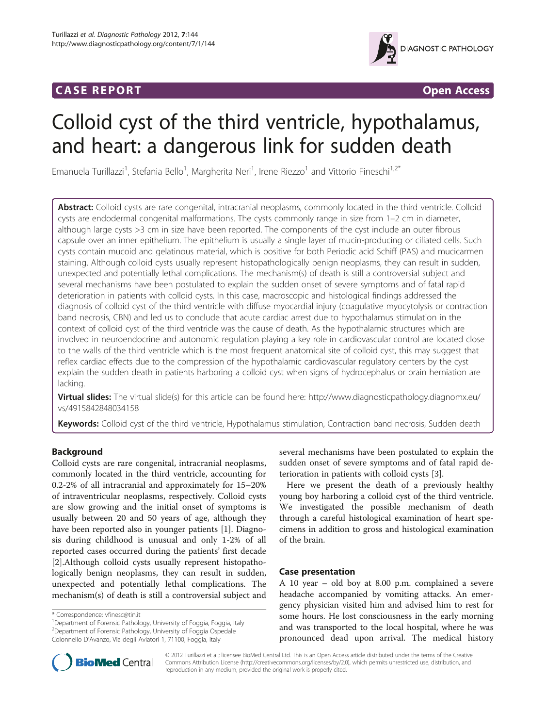**CASE REPORT** **Open Access**

# Colloid cyst of the third ventricle, hypothalamus, and heart: a dangerous link for sudden death

Emanuela Turillazzi[1], Stefania Bello[1], Margherita Neri[1], Irene Riezzo[1] and Vittorio Fineschi[1,2*]

**Abstract:** Colloid cysts are rare congenital, intracranial neoplasms, commonly located in the third ventricle. Colloid cysts are endodermal congenital malformations. The cysts commonly range in size from 1–2 cm in diameter, although large cysts >3 cm in size have been reported. The components of the cyst include an outer fibrous capsule over an inner epithelium. The epithelium is usually a single layer of mucin-producing or ciliated cells. Such cysts contain mucoid and gelatinous material, which is positive for both Periodic acid Schiff (PAS) and mucicarmen staining. Although colloid cysts usually represent histopathologically benign neoplasms, they can result in sudden, unexpected and potentially lethal complications. The mechanism(s) of death is still a controversial subject and several mechanisms have been postulated to explain the sudden onset of severe symptoms and of fatal rapid deterioration in patients with colloid cysts. In this case, macroscopic and histological findings addressed the diagnosis of colloid cyst of the third ventricle with diffuse myocardial injury (coagulative myocytolysis or contraction band necrosis, CBN) and led us to conclude that acute cardiac arrest due to hypothalamus stimulation in the context of colloid cyst of the third ventricle was the cause of death. As the hypothalamic structures which are involved in neuroendocrine and autonomic regulation playing a key role in cardiovascular control are located close to the walls of the third ventricle which is the most frequent anatomical site of colloid cyst, this may suggest that reflex cardiac effects due to the compression of the hypothalamic cardiovascular regulatory centers by the cyst explain the sudden death in patients harboring a colloid cyst when signs of hydrocephalus or brain herniation are lacking.

**Virtual slides:** The virtual slide(s) for this article can be found here: http://www.diagnosticpathology.diagnomx.eu/vs/4915842848034158

**Keywords:** Colloid cyst of the third ventricle, Hypothalamus stimulation, Contraction band necrosis, Sudden death

## Background

Colloid cysts are rare congenital, intracranial neoplasms, commonly located in the third ventricle, accounting for 0.2-2% of all intracranial and approximately for 15–20% of intraventricular neoplasms, respectively. Colloid cysts are slow growing and the initial onset of symptoms is usually between 20 and 50 years of age, although they have been reported also in younger patients [1]. Diagnosis during childhood is unusual and only 1-2% of all reported cases occurred during the patients' first decade [2]. Although colloid cysts usually represent histopathologically benign neoplasms, they can result in sudden, unexpected and potentially lethal complications. The mechanism(s) of death is still a controversial subject and several mechanisms have been postulated to explain the sudden onset of severe symptoms and of fatal rapid deterioration in patients with colloid cysts [3].

Here we present the death of a previously healthy young boy harboring a colloid cyst of the third ventricle. We investigated the possible mechanism of death through a careful histological examination of heart specimens in addition to gross and histological examination of the brain.

## Case presentation

A 10 year – old boy at 8.00 p.m. complained a severe headache accompanied by vomiting attacks. An emergency physician visited him and advised him to rest for some hours. He lost consciousness in the early morning and was transported to the local hospital, where he was pronounced dead upon arrival. The medical history

\* Correspondence: vfinesc@tin.it
[1]Department of Forensic Pathology, University of Foggia, Foggia, Italy
[2]Department of Forensic Pathology, University of Foggia Ospedale Colonnello D'Avanzo, Via degli Aviatori 1, 71100, Foggia, Italy

© 2012 Turillazzi et al.; licensee BioMed Central Ltd. This is an Open Access article distributed under the terms of the Creative Commons Attribution License (http://creativecommons.org/licenses/by/2.0), which permits unrestricted use, distribution, and reproduction in any medium, provided the original work is properly cited.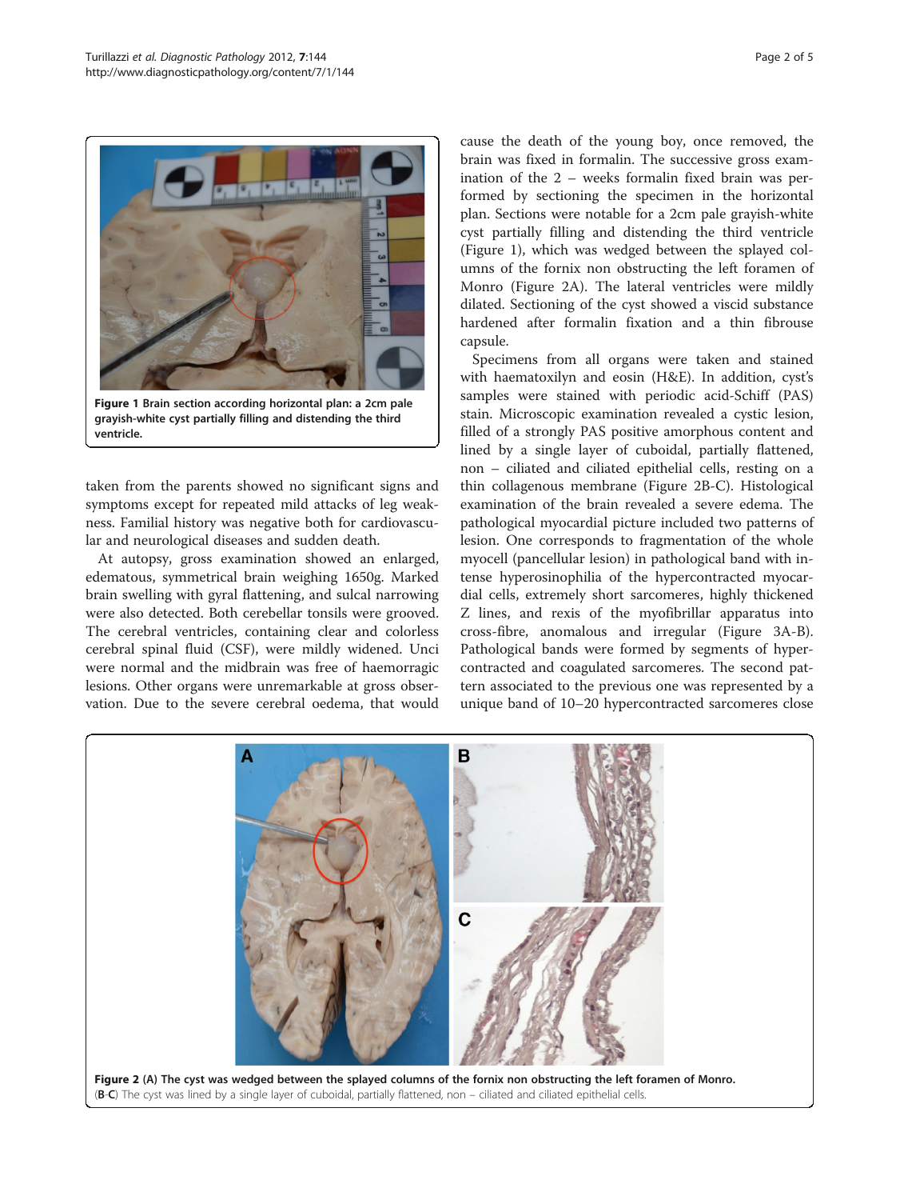Figure 1 Brain section according horizontal plan: a 2cm pale grayish-white cyst partially filling and distending the third ventricle.

taken from the parents showed no significant signs and symptoms except for repeated mild attacks of leg weakness. Familial history was negative both for cardiovascular and neurological diseases and sudden death.

At autopsy, gross examination showed an enlarged, edematous, symmetrical brain weighing 1650g. Marked brain swelling with gyral flattening, and sulcal narrowing were also detected. Both cerebellar tonsils were grooved. The cerebral ventricles, containing clear and colorless cerebral spinal fluid (CSF), were mildly widened. Unci were normal and the midbrain was free of haemorragic lesions. Other organs were unremarkable at gross observation. Due to the severe cerebral oedema, that would cause the death of the young boy, once removed, the brain was fixed in formalin. The successive gross examination of the 2 – weeks formalin fixed brain was performed by sectioning the specimen in the horizontal plan. Sections were notable for a 2cm pale grayish-white cyst partially filling and distending the third ventricle (Figure 1), which was wedged between the splayed columns of the fornix non obstructing the left foramen of Monro (Figure 2A). The lateral ventricles were mildly dilated. Sectioning of the cyst showed a viscid substance hardened after formalin fixation and a thin fibrouse capsule.

Specimens from all organs were taken and stained with haematoxilyn and eosin (H&E). In addition, cyst's samples were stained with periodic acid-Schiff (PAS) stain. Microscopic examination revealed a cystic lesion, filled of a strongly PAS positive amorphous content and lined by a single layer of cuboidal, partially flattened, non – ciliated and ciliated epithelial cells, resting on a thin collagenous membrane (Figure 2B-C). Histological examination of the brain revealed a severe edema. The pathological myocardial picture included two patterns of lesion. One corresponds to fragmentation of the whole myocell (pancellular lesion) in pathological band with intense hyperosinophilia of the hypercontracted myocardial cells, extremely short sarcomeres, highly thickened Z lines, and rexis of the myofibrillar apparatus into cross-fibre, anomalous and irregular (Figure 3A-B). Pathological bands were formed by segments of hypercontracted and coagulated sarcomeres. The second pattern associated to the previous one was represented by a unique band of 10–20 hypercontracted sarcomeres close

Figure 2 (A) The cyst was wedged between the splayed columns of the fornix non obstructing the left foramen of Monro. (B-C) The cyst was lined by a single layer of cuboidal, partially flattened, non – ciliated and ciliated epithelial cells.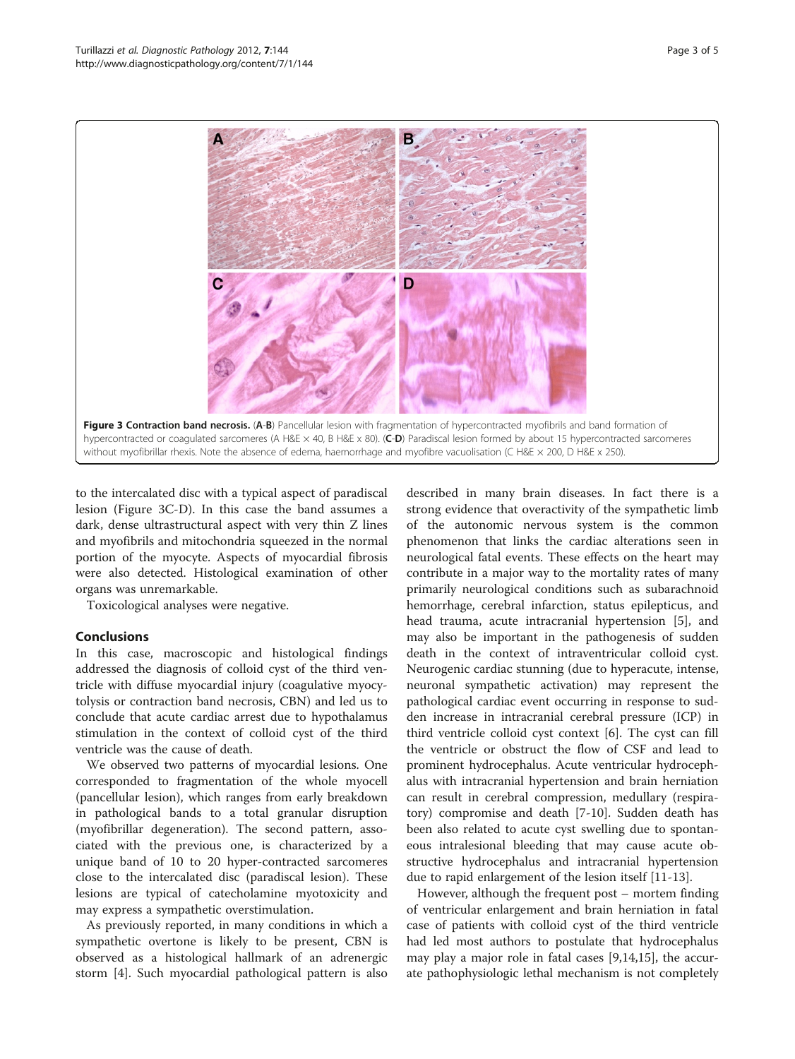**Figure 3 Contraction band necrosis.** (**A-B**) Pancellular lesion with fragmentation of hypercontracted myofibrils and band formation of hypercontracted or coagulated sarcomeres (A H&E × 40, B H&E x 80). (**C-D**) Paradiscal lesion formed by about 15 hypercontracted sarcomeres without myofibrillar rhexis. Note the absence of edema, haemorrhage and myofibre vacuolisation (C H&E × 200, D H&E x 250).

to the intercalated disc with a typical aspect of paradiscal lesion (Figure 3C-D). In this case the band assumes a dark, dense ultrastructural aspect with very thin Z lines and myofibrils and mitochondria squeezed in the normal portion of the myocyte. Aspects of myocardial fibrosis were also detected. Histological examination of other organs was unremarkable.

Toxicological analyses were negative.

## Conclusions

In this case, macroscopic and histological findings addressed the diagnosis of colloid cyst of the third ventricle with diffuse myocardial injury (coagulative myocytolysis or contraction band necrosis, CBN) and led us to conclude that acute cardiac arrest due to hypothalamus stimulation in the context of colloid cyst of the third ventricle was the cause of death.

We observed two patterns of myocardial lesions. One corresponded to fragmentation of the whole myocell (pancellular lesion), which ranges from early breakdown in pathological bands to a total granular disruption (myofibrillar degeneration). The second pattern, associated with the previous one, is characterized by a unique band of 10 to 20 hyper-contracted sarcomeres close to the intercalated disc (paradiscal lesion). These lesions are typical of catecholamine myotoxicity and may express a sympathetic overstimulation.

As previously reported, in many conditions in which a sympathetic overtone is likely to be present, CBN is observed as a histological hallmark of an adrenergic storm [4]. Such myocardial pathological pattern is also described in many brain diseases. In fact there is a strong evidence that overactivity of the sympathetic limb of the autonomic nervous system is the common phenomenon that links the cardiac alterations seen in neurological fatal events. These effects on the heart may contribute in a major way to the mortality rates of many primarily neurological conditions such as subarachnoid hemorrhage, cerebral infarction, status epilepticus, and head trauma, acute intracranial hypertension [5], and may also be important in the pathogenesis of sudden death in the context of intraventricular colloid cyst. Neurogenic cardiac stunning (due to hyperacute, intense, neuronal sympathetic activation) may represent the pathological cardiac event occurring in response to sudden increase in intracranial cerebral pressure (ICP) in third ventricle colloid cyst context [6]. The cyst can fill the ventricle or obstruct the flow of CSF and lead to prominent hydrocephalus. Acute ventricular hydrocephalus with intracranial hypertension and brain herniation can result in cerebral compression, medullary (respiratory) compromise and death [7-10]. Sudden death has been also related to acute cyst swelling due to spontaneous intralesional bleeding that may cause acute obstructive hydrocephalus and intracranial hypertension due to rapid enlargement of the lesion itself [11-13].

However, although the frequent post – mortem finding of ventricular enlargement and brain herniation in fatal case of patients with colloid cyst of the third ventricle had led most authors to postulate that hydrocephalus may play a major role in fatal cases [9,14,15], the accurate pathophysiologic lethal mechanism is not completely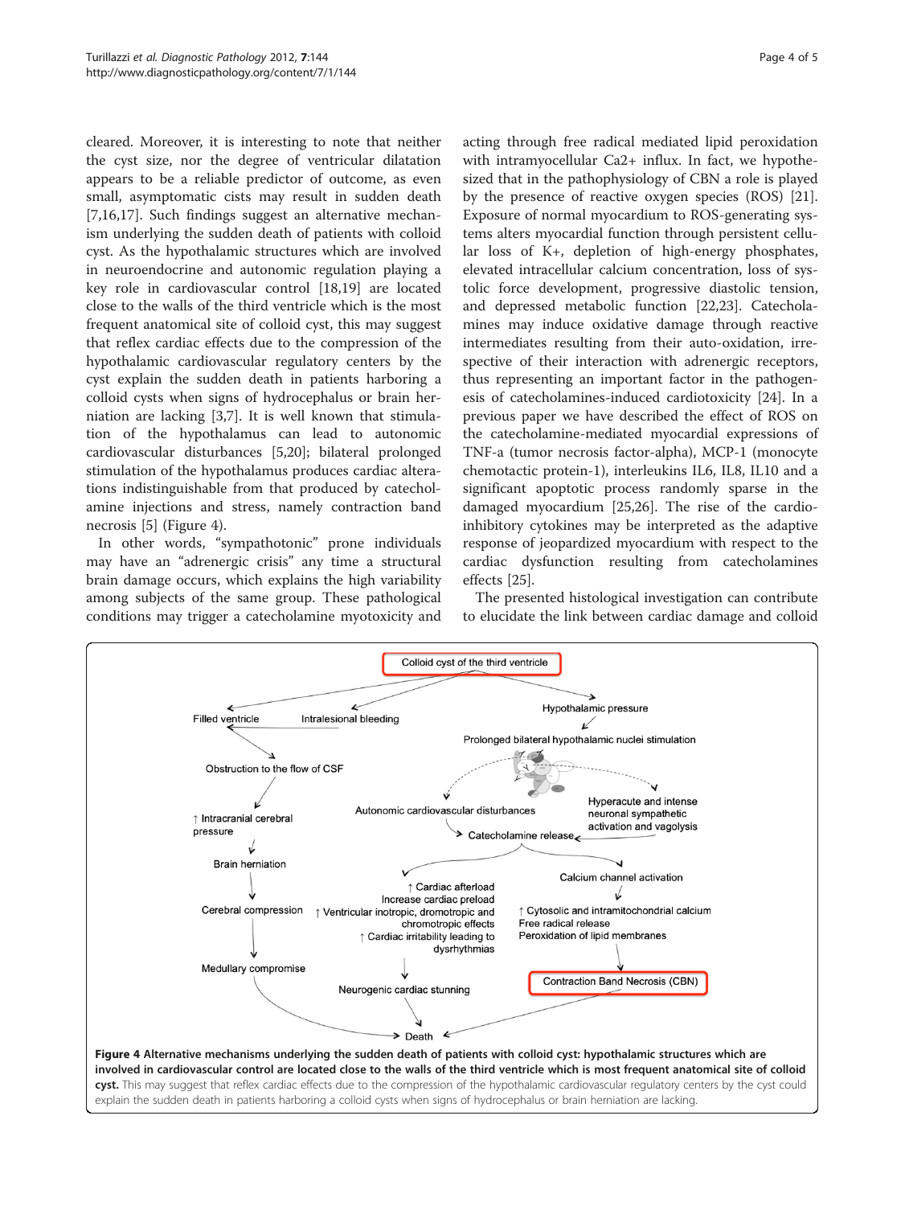cleared. Moreover, it is interesting to note that neither the cyst size, nor the degree of ventricular dilatation appears to be a reliable predictor of outcome, as even small, asymptomatic cists may result in sudden death [7,16,17]. Such findings suggest an alternative mechanism underlying the sudden death of patients with colloid cyst. As the hypothalamic structures which are involved in neuroendocrine and autonomic regulation playing a key role in cardiovascular control [18,19] are located close to the walls of the third ventricle which is the most frequent anatomical site of colloid cyst, this may suggest that reflex cardiac effects due to the compression of the hypothalamic cardiovascular regulatory centers by the cyst explain the sudden death in patients harboring a colloid cysts when signs of hydrocephalus or brain herniation are lacking [3,7]. It is well known that stimulation of the hypothalamus can lead to autonomic cardiovascular disturbances [5,20]; bilateral prolonged stimulation of the hypothalamus produces cardiac alterations indistinguishable from that produced by catecholamine injections and stress, namely contraction band necrosis [5] (Figure 4).

In other words, "sympathotonic" prone individuals may have an "adrenergic crisis" any time a structural brain damage occurs, which explains the high variability among subjects of the same group. These pathological conditions may trigger a catecholamine myotoxicity and acting through free radical mediated lipid peroxidation with intramyocellular Ca2+ influx. In fact, we hypothesized that in the pathophysiology of CBN a role is played by the presence of reactive oxygen species (ROS) [21]. Exposure of normal myocardium to ROS-generating systems alters myocardial function through persistent cellular loss of K+, depletion of high-energy phosphates, elevated intracellular calcium concentration, loss of systolic force development, progressive diastolic tension, and depressed metabolic function [22,23]. Catecholamines may induce oxidative damage through reactive intermediates resulting from their auto-oxidation, irrespective of their interaction with adrenergic receptors, thus representing an important factor in the pathogenesis of catecholamines-induced cardiotoxicity [24]. In a previous paper we have described the effect of ROS on the catecholamine-mediated myocardial expressions of TNF-a (tumor necrosis factor-alpha), MCP-1 (monocyte chemotactic protein-1), interleukins IL6, IL8, IL10 and a significant apoptotic process randomly sparse in the damaged myocardium [25,26]. The rise of the cardioinhibitory cytokines may be interpreted as the adaptive response of jeopardized myocardium with respect to the cardiac dysfunction resulting from catecholamines effects [25].

The presented histological investigation can contribute to elucidate the link between cardiac damage and colloid

**Figure 4 Alternative mechanisms underlying the sudden death of patients with colloid cyst: hypothalamic structures which are involved in cardiovascular control are located close to the walls of the third ventricle which is most frequent anatomical site of colloid cyst.** This may suggest that reflex cardiac effects due to the compression of the hypothalamic cardiovascular regulatory centers by the cyst could explain the sudden death in patients harboring a colloid cysts when signs of hydrocephalus or brain herniation are lacking.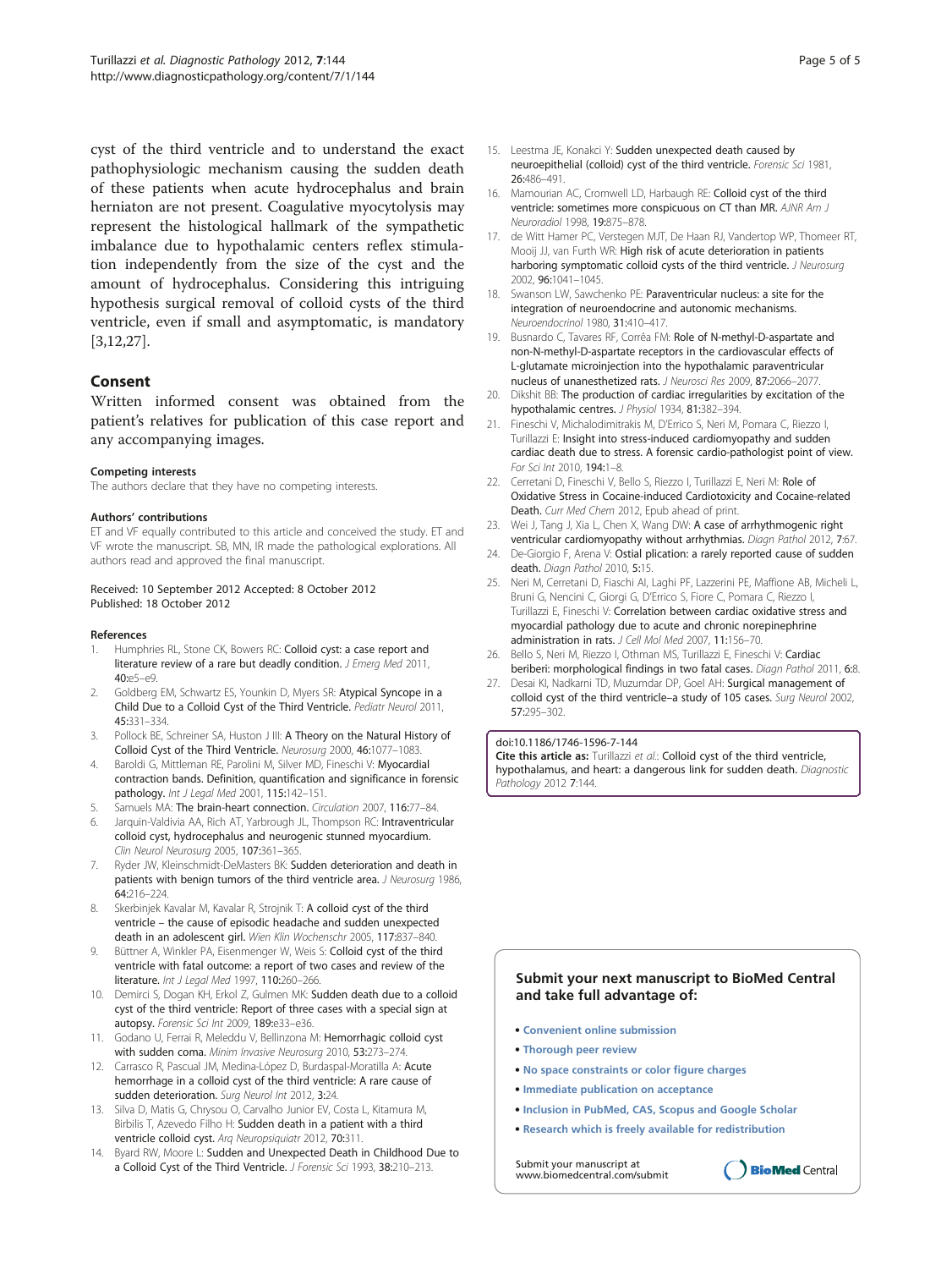cyst of the third ventricle and to understand the exact pathophysiologic mechanism causing the sudden death of these patients when acute hydrocephalus and brain herniaton are not present. Coagulative myocytolysis may represent the histological hallmark of the sympathetic imbalance due to hypothalamic centers reflex stimulation independently from the size of the cyst and the amount of hydrocephalus. Considering this intriguing hypothesis surgical removal of colloid cysts of the third ventricle, even if small and asymptomatic, is mandatory [3,12,27].

## Consent

Written informed consent was obtained from the patient's relatives for publication of this case report and any accompanying images.

#### Competing interests

The authors declare that they have no competing interests.

#### Authors' contributions

ET and VF equally contributed to this article and conceived the study. ET and VF wrote the manuscript. SB, MN, IR made the pathological explorations. All authors read and approved the final manuscript.

Received: 10 September 2012 Accepted: 8 October 2012
Published: 18 October 2012

#### References

1. Humphries RL, Stone CK, Bowers RC: **Colloid cyst: a case report and literature review of a rare but deadly condition.** *J Emerg Med* 2011, **40**:e5–e9.
2. Goldberg EM, Schwartz ES, Younkin D, Myers SR: **Atypical Syncope in a Child Due to a Colloid Cyst of the Third Ventricle.** *Pediatr Neurol* 2011, **45**:331–334.
3. Pollock BE, Schreiner SA, Huston J III: **A Theory on the Natural History of Colloid Cyst of the Third Ventricle.** *Neurosurg* 2000, **46**:1077–1083.
4. Baroldi G, Mittleman RE, Parolini M, Silver MD, Fineschi V: **Myocardial contraction bands. Definition, quantification and significance in forensic pathology.** *Int J Legal Med* 2001, **115**:142–151.
5. Samuels MA: **The brain-heart connection.** *Circulation* 2007, **116**:77–84.
6. Jarquin-Valdivia AA, Rich AT, Yarbrough JL, Thompson RC: **Intraventricular colloid cyst, hydrocephalus and neurogenic stunned myocardium.** *Clin Neurol Neurosurg* 2005, **107**:361–365.
7. Ryder JW, Kleinschmidt-DeMasters BK: **Sudden deterioration and death in patients with benign tumors of the third ventricle area.** *J Neurosurg* 1986, **64**:216–224.
8. Skerbinjek Kavalar M, Kavalar R, Strojnik T: **A colloid cyst of the third ventricle – the cause of episodic headache and sudden unexpected death in an adolescent girl.** *Wien Klin Wochenschr* 2005, **117**:837–840.
9. Büttner A, Winkler PA, Eisenmenger W, Weis S: **Colloid cyst of the third ventricle with fatal outcome: a report of two cases and review of the literature.** *Int J Legal Med* 1997, **110**:260–266.
10. Demirci S, Dogan KH, Erkol Z, Gulmen MK: **Sudden death due to a colloid cyst of the third ventricle: Report of three cases with a special sign at autopsy.** *Forensic Sci Int* 2009, **189**:e33–e36.
11. Godano U, Ferrai R, Meleddu V, Bellinzona M: **Hemorrhagic colloid cyst with sudden coma.** *Minim Invasive Neurosurg* 2010, **53**:273–274.
12. Carrasco R, Pascual JM, Medina-López D, Burdaspal-Moratilla A: **Acute hemorrhage in a colloid cyst of the third ventricle: A rare cause of sudden deterioration.** *Surg Neurol Int* 2012, **3**:24.
13. Silva D, Matis G, Chrysou O, Carvalho Junior EV, Costa L, Kitamura M, Birbilis T, Azevedo Filho H: **Sudden death in a patient with a third ventricle colloid cyst.** *Arq Neuropsiquiatr* 2012, **70**:311.
14. Byard RW, Moore L: **Sudden and Unexpected Death in Childhood Due to a Colloid Cyst of the Third Ventricle.** *J Forensic Sci* 1993, **38**:210–213.
15. Leestma JE, Konakci Y: **Sudden unexpected death caused by neuroepithelial (colloid) cyst of the third ventricle.** *Forensic Sci* 1981, **26**:486–491.
16. Mamourian AC, Cromwell LD, Harbaugh RE: **Colloid cyst of the third ventricle: sometimes more conspicuous on CT than MR.** *AJNR Am J Neuroradiol* 1998, **19**:875–878.
17. de Witt Hamer PC, Verstegen MJT, De Haan RJ, Vandertop WP, Thomeer RT, Mooij JJ, van Furth WR: **High risk of acute deterioration in patients harboring symptomatic colloid cysts of the third ventricle.** *J Neurosurg* 2002, **96**:1041–1045.
18. Swanson LW, Sawchenko PE: **Paraventricular nucleus: a site for the integration of neuroendocrine and autonomic mechanisms.** *Neuroendocrinol* 1980, **31**:410–417.
19. Busnardo C, Tavares RF, Corrêa FM: **Role of N-methyl-D-aspartate and non-N-methyl-D-aspartate receptors in the cardiovascular effects of L-glutamate microinjection into the hypothalamic paraventricular nucleus of unanesthetized rats.** *J Neurosci Res* 2009, **87**:2066–2077.
20. Dikshit BB: **The production of cardiac irregularities by excitation of the hypothalamic centres.** *J Physiol* 1934, **81**:382–394.
21. Fineschi V, Michalodimitrakis M, D'Errico S, Neri M, Pomara C, Riezzo I, Turillazzi E: **Insight into stress-induced cardiomyopathy and sudden cardiac death due to stress. A forensic cardio-pathologist point of view.** *For Sci Int* 2010, **194**:1–8.
22. Cerretani D, Fineschi V, Bello S, Riezzo I, Turillazzi E, Neri M: **Role of Oxidative Stress in Cocaine-induced Cardiotoxicity and Cocaine-related Death.** *Curr Med Chem* 2012, Epub ahead of print.
23. Wei J, Tang J, Xia L, Chen X, Wang DW: **A case of arrhythmogenic right ventricular cardiomyopathy without arrhythmias.** *Diagn Pathol* 2012, **7**:67.
24. De-Giorgio F, Arena V: **Ostial plication: a rarely reported cause of sudden death.** *Diagn Pathol* 2010, **5**:15.
25. Neri M, Cerretani D, Fiaschi AI, Laghi PF, Lazzerini PE, Maffione AB, Micheli L, Bruni G, Nencini C, Giorgi G, D'Errico S, Fiore C, Pomara C, Riezzo I, Turillazzi E, Fineschi V: **Correlation between cardiac oxidative stress and myocardial pathology due to acute and chronic norepinephrine administration in rats.** *J Cell Mol Med* 2007, **11**:156–70.
26. Bello S, Neri M, Riezzo I, Othman MS, Turillazzi E, Fineschi V: **Cardiac beriberi: morphological findings in two fatal cases.** *Diagn Pathol* 2011, **6**:8.
27. Desai KI, Nadkarni TD, Muzumdar DP, Goel AH: **Surgical management of colloid cyst of the third ventricle–a study of 105 cases.** *Surg Neurol* 2002, **57**:295–302.

doi:10.1186/1746-1596-7-144
**Cite this article as:** Turillazzi *et al.*: Colloid cyst of the third ventricle, hypothalamus, and heart: a dangerous link for sudden death. *Diagnostic Pathology* 2012 **7**:144.

**Submit your next manuscript to BioMed Central and take full advantage of:**

- Convenient online submission
- Thorough peer review
- No space constraints or color figure charges
- Immediate publication on acceptance
- Inclusion in PubMed, CAS, Scopus and Google Scholar
- Research which is freely available for redistribution

Submit your manuscript at
www.biomedcentral.com/submit